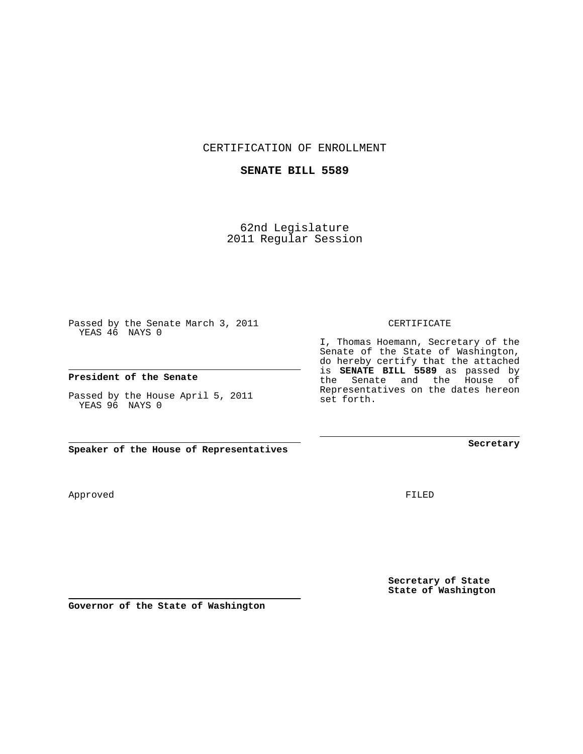CERTIFICATION OF ENROLLMENT

**SENATE BILL 5589**

62nd Legislature
2011 Regular Session

Passed by the Senate March 3, 2011
YEAS 46 NAYS 0

**President of the Senate**

Passed by the House April 5, 2011
YEAS 96 NAYS 0

**Speaker of the House of Representatives**

Approved

**Governor of the State of Washington**

CERTIFICATE

I, Thomas Hoemann, Secretary of the Senate of the State of Washington, do hereby certify that the attached is **SENATE BILL 5589** as passed by the Senate and the House of Representatives on the dates hereon set forth.

**Secretary**

FILED

**Secretary of State**
**State of Washington**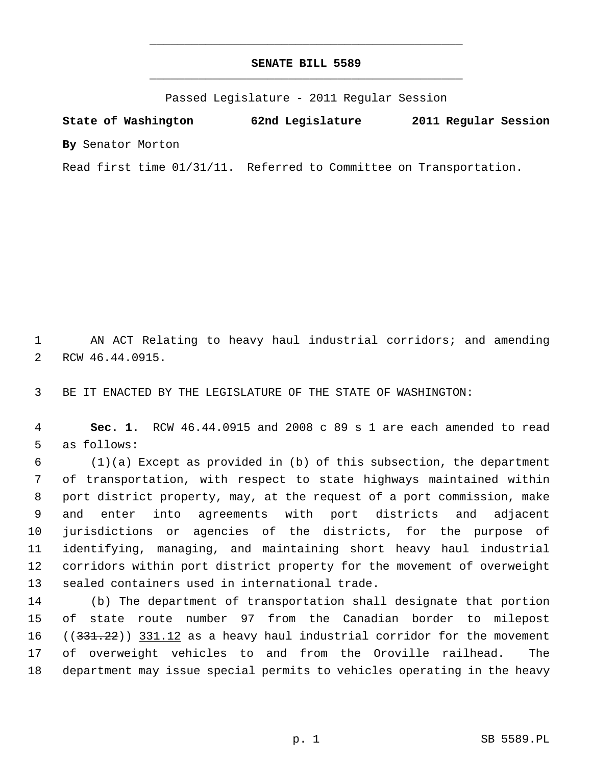# SENATE BILL 5589

Passed Legislature - 2011 Regular Session

**State of Washington 62nd Legislature 2011 Regular Session**

**By** Senator Morton

Read first time 01/31/11. Referred to Committee on Transportation.

AN ACT Relating to heavy haul industrial corridors; and amending RCW 46.44.0915.

BE IT ENACTED BY THE LEGISLATURE OF THE STATE OF WASHINGTON:

**Sec. 1.** RCW 46.44.0915 and 2008 c 89 s 1 are each amended to read as follows:

(1)(a) Except as provided in (b) of this subsection, the department of transportation, with respect to state highways maintained within port district property, may, at the request of a port commission, make and enter into agreements with port districts and adjacent jurisdictions or agencies of the districts, for the purpose of identifying, managing, and maintaining short heavy haul industrial corridors within port district property for the movement of overweight sealed containers used in international trade.

(b) The department of transportation shall designate that portion of state route number 97 from the Canadian border to milepost ((~~331.22~~)) <u>331.12</u> as a heavy haul industrial corridor for the movement of overweight vehicles to and from the Oroville railhead. The department may issue special permits to vehicles operating in the heavy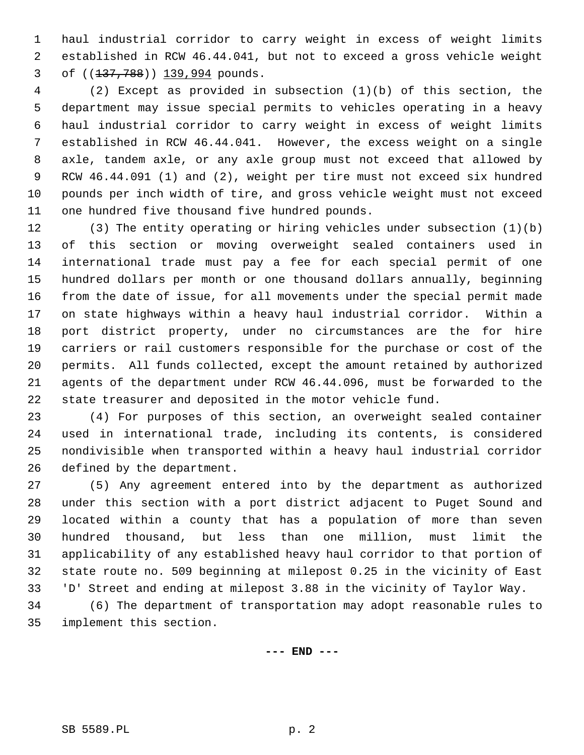haul industrial corridor to carry weight in excess of weight limits established in RCW 46.44.041, but not to exceed a gross vehicle weight of ((~~137,788~~)) <u>139,994</u> pounds.

(2) Except as provided in subsection (1)(b) of this section, the department may issue special permits to vehicles operating in a heavy haul industrial corridor to carry weight in excess of weight limits established in RCW 46.44.041. However, the excess weight on a single axle, tandem axle, or any axle group must not exceed that allowed by RCW 46.44.091 (1) and (2), weight per tire must not exceed six hundred pounds per inch width of tire, and gross vehicle weight must not exceed one hundred five thousand five hundred pounds.

(3) The entity operating or hiring vehicles under subsection (1)(b) of this section or moving overweight sealed containers used in international trade must pay a fee for each special permit of one hundred dollars per month or one thousand dollars annually, beginning from the date of issue, for all movements under the special permit made on state highways within a heavy haul industrial corridor. Within a port district property, under no circumstances are the for hire carriers or rail customers responsible for the purchase or cost of the permits. All funds collected, except the amount retained by authorized agents of the department under RCW 46.44.096, must be forwarded to the state treasurer and deposited in the motor vehicle fund.

(4) For purposes of this section, an overweight sealed container used in international trade, including its contents, is considered nondivisible when transported within a heavy haul industrial corridor defined by the department.

(5) Any agreement entered into by the department as authorized under this section with a port district adjacent to Puget Sound and located within a county that has a population of more than seven hundred thousand, but less than one million, must limit the applicability of any established heavy haul corridor to that portion of state route no. 509 beginning at milepost 0.25 in the vicinity of East 'D' Street and ending at milepost 3.88 in the vicinity of Taylor Way.

(6) The department of transportation may adopt reasonable rules to implement this section.

**--- END ---**